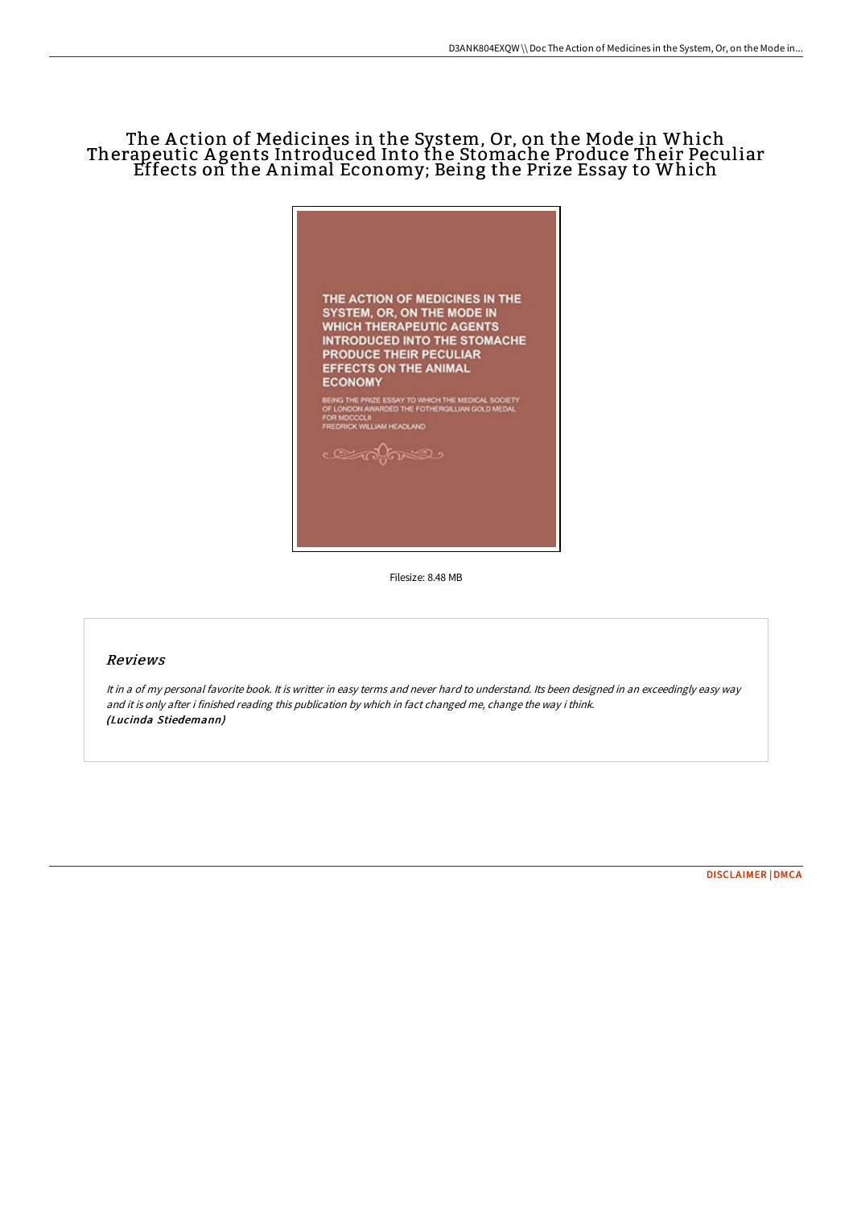# The Action of Medicines in the System, Or, on the Mode in Which Therapeutic Agents Introduced Into the Stomache Produce Their Peculiar Effects on the Animal Economy; Being the Prize Essay to Which

THE ACTION OF MEDICINES IN THE SYSTEM, OR, ON THE MODE IN WHICH THERAPEUTIC AGENTS INTRODUCED INTO THE STOMACHE PRODUCE THEIR PECULIAR EFFECTS ON THE ANIMAL ECONOMY

BEING THE PRIZE ESSAY TO WHICH THE MEDICAL SOCIETY OF LONDON AWARDED THE FOTHERGILLIAN GOLD MEDAL FOR MDCCCLII

FREDRICK WILLIAM HEADLAND

Filesize: 8.48 MB

## Reviews

*It in a of my personal favorite book. It is writter in easy terms and never hard to understand. Its been designed in an exceedingly easy way and it is only after i finished reading this publication by which in fact changed me, change the way i think.*
***(Lucinda Stiedemann)***

DISCLAIMER | DMCA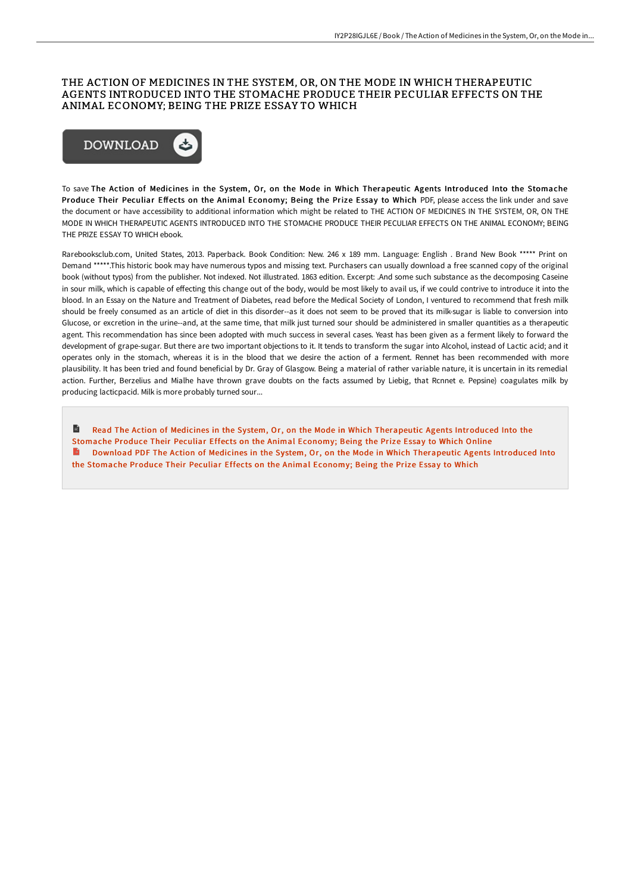# THE ACTION OF MEDICINES IN THE SYSTEM, OR, ON THE MODE IN WHICH THERAPEUTIC AGENTS INTRODUCED INTO THE STOMACHE PRODUCE THEIR PECULIAR EFFECTS ON THE ANIMAL ECONOMY; BEING THE PRIZE ESSAY TO WHICH

DOWNLOAD

To save **The Action of Medicines in the System, Or, on the Mode in Which Therapeutic Agents Introduced Into the Stomache Produce Their Peculiar Effects on the Animal Economy; Being the Prize Essay to Which** PDF, please access the link under and save the document or have accessibility to additional information which might be related to THE ACTION OF MEDICINES IN THE SYSTEM, OR, ON THE MODE IN WHICH THERAPEUTIC AGENTS INTRODUCED INTO THE STOMACHE PRODUCE THEIR PECULIAR EFFECTS ON THE ANIMAL ECONOMY; BEING THE PRIZE ESSAY TO WHICH ebook.

Rarebooksclub.com, United States, 2013. Paperback. Book Condition: New. 246 x 189 mm. Language: English . Brand New Book ***** Print on Demand *****.This historic book may have numerous typos and missing text. Purchasers can usually download a free scanned copy of the original book (without typos) from the publisher. Not indexed. Not illustrated. 1863 edition. Excerpt: .And some such substance as the decomposing Caseine in sour milk, which is capable of effecting this change out of the body, would be most likely to avail us, if we could contrive to introduce it into the blood. In an Essay on the Nature and Treatment of Diabetes, read before the Medical Society of London, I ventured to recommend that fresh milk should be freely consumed as an article of diet in this disorder--as it does not seem to be proved that its milk-sugar is liable to conversion into Glucose, or excretion in the urine--and, at the same time, that milk just turned sour should be administered in smaller quantities as a therapeutic agent. This recommendation has since been adopted with much success in several cases. Yeast has been given as a ferment likely to forward the development of grape-sugar. But there are two important objections to it. It tends to transform the sugar into Alcohol, instead of Lactic acid; and it operates only in the stomach, whereas it is in the blood that we desire the action of a ferment. Rennet has been recommended with more plausibility. It has been tried and found beneficial by Dr. Gray of Glasgow. Being a material of rather variable nature, it is uncertain in its remedial action. Further, Berzelius and Mialhe have thrown grave doubts on the facts assumed by Liebig, that Rcnnet e. Pepsine) coagulates milk by producing lacticpacid. Milk is more probably turned sour...

Read The Action of Medicines in the System, Or, on the Mode in Which Therapeutic Agents Introduced Into the Stomache Produce Their Peculiar Effects on the Animal Economy; Being the Prize Essay to Which Online

Download PDF The Action of Medicines in the System, Or, on the Mode in Which Therapeutic Agents Introduced Into the Stomache Produce Their Peculiar Effects on the Animal Economy; Being the Prize Essay to Which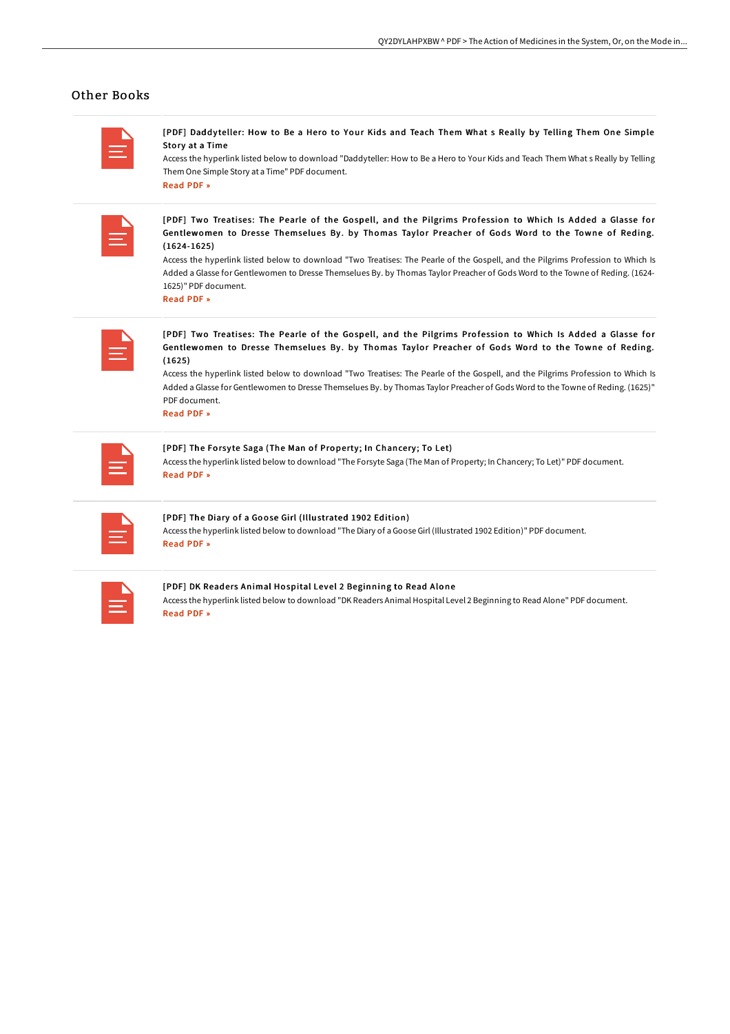## Other Books

**[PDF] Daddyteller: How to Be a Hero to Your Kids and Teach Them What s Really by Telling Them One Simple Story at a Time**

Access the hyperlink listed below to download "Daddyteller: How to Be a Hero to Your Kids and Teach Them What s Really by Telling Them One Simple Story at a Time" PDF document.

Read PDF »

**[PDF] Two Treatises: The Pearle of the Gospell, and the Pilgrims Profession to Which Is Added a Glasse for Gentlewomen to Dresse Themselues By. by Thomas Taylor Preacher of Gods Word to the Towne of Reding. (1624-1625)**

Access the hyperlink listed below to download "Two Treatises: The Pearle of the Gospell, and the Pilgrims Profession to Which Is Added a Glasse for Gentlewomen to Dresse Themselues By. by Thomas Taylor Preacher of Gods Word to the Towne of Reding. (1624-1625)" PDF document.

Read PDF »

**[PDF] Two Treatises: The Pearle of the Gospell, and the Pilgrims Profession to Which Is Added a Glasse for Gentlewomen to Dresse Themselues By. by Thomas Taylor Preacher of Gods Word to the Towne of Reding. (1625)**

Access the hyperlink listed below to download "Two Treatises: The Pearle of the Gospell, and the Pilgrims Profession to Which Is Added a Glasse for Gentlewomen to Dresse Themselues By. by Thomas Taylor Preacher of Gods Word to the Towne of Reding. (1625)" PDF document.

Read PDF »

**[PDF] The Forsyte Saga (The Man of Property; In Chancery; To Let)**

Access the hyperlink listed below to download "The Forsyte Saga (The Man of Property; In Chancery; To Let)" PDF document.

Read PDF »

**[PDF] The Diary of a Goose Girl (Illustrated 1902 Edition)**

Access the hyperlink listed below to download "The Diary of a Goose Girl (Illustrated 1902 Edition)" PDF document.

Read PDF »

**[PDF] DK Readers Animal Hospital Level 2 Beginning to Read Alone**

Access the hyperlink listed below to download "DK Readers Animal Hospital Level 2 Beginning to Read Alone" PDF document.

Read PDF »